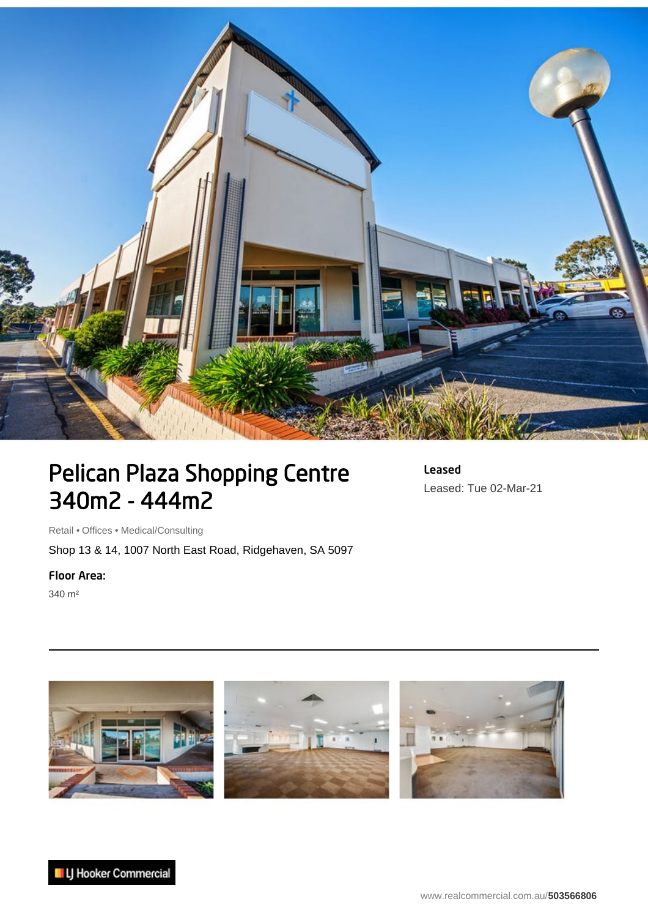# Pelican Plaza Shopping Centre 340m2 - 444m2

**Leased**

Leased: Tue 02-Mar-21

Retail • Offices • Medical/Consulting

Shop 13 & 14, 1007 North East Road, Ridgehaven, SA 5097

**Floor Area:**

340 m²

LJ Hooker Commercial

www.realcommercial.com.au/**503566806**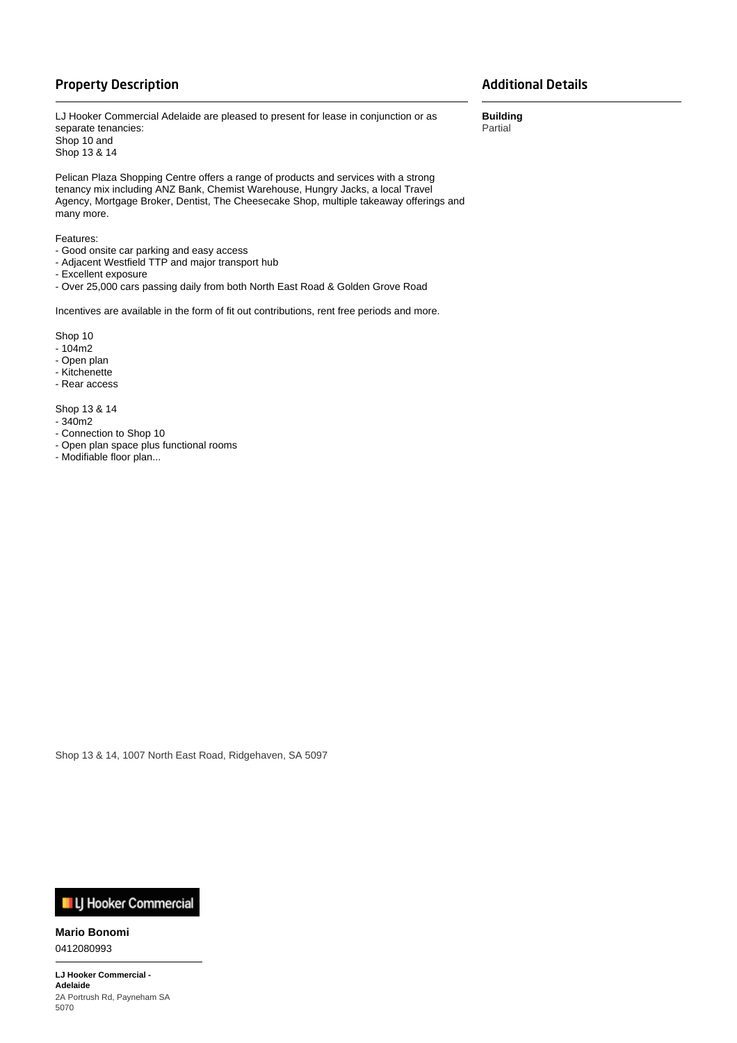## Property Description

LJ Hooker Commercial Adelaide are pleased to present for lease in conjunction or as separate tenancies:
Shop 10 and
Shop 13 & 14

Pelican Plaza Shopping Centre offers a range of products and services with a strong tenancy mix including ANZ Bank, Chemist Warehouse, Hungry Jacks, a local Travel Agency, Mortgage Broker, Dentist, The Cheesecake Shop, multiple takeaway offerings and many more.

Features:
- Good onsite car parking and easy access
- Adjacent Westfield TTP and major transport hub
- Excellent exposure
- Over 25,000 cars passing daily from both North East Road & Golden Grove Road

Incentives are available in the form of fit out contributions, rent free periods and more.

Shop 10
- 104m2
- Open plan
- Kitchenette
- Rear access

Shop 13 & 14
- 340m2
- Connection to Shop 10
- Open plan space plus functional rooms
- Modifiable floor plan...

## Additional Details

**Building**
Partial

Shop 13 & 14, 1007 North East Road, Ridgehaven, SA 5097

LJ Hooker Commercial

**Mario Bonomi**
0412080993

**LJ Hooker Commercial - Adelaide**
2A Portrush Rd, Payneham SA 5070